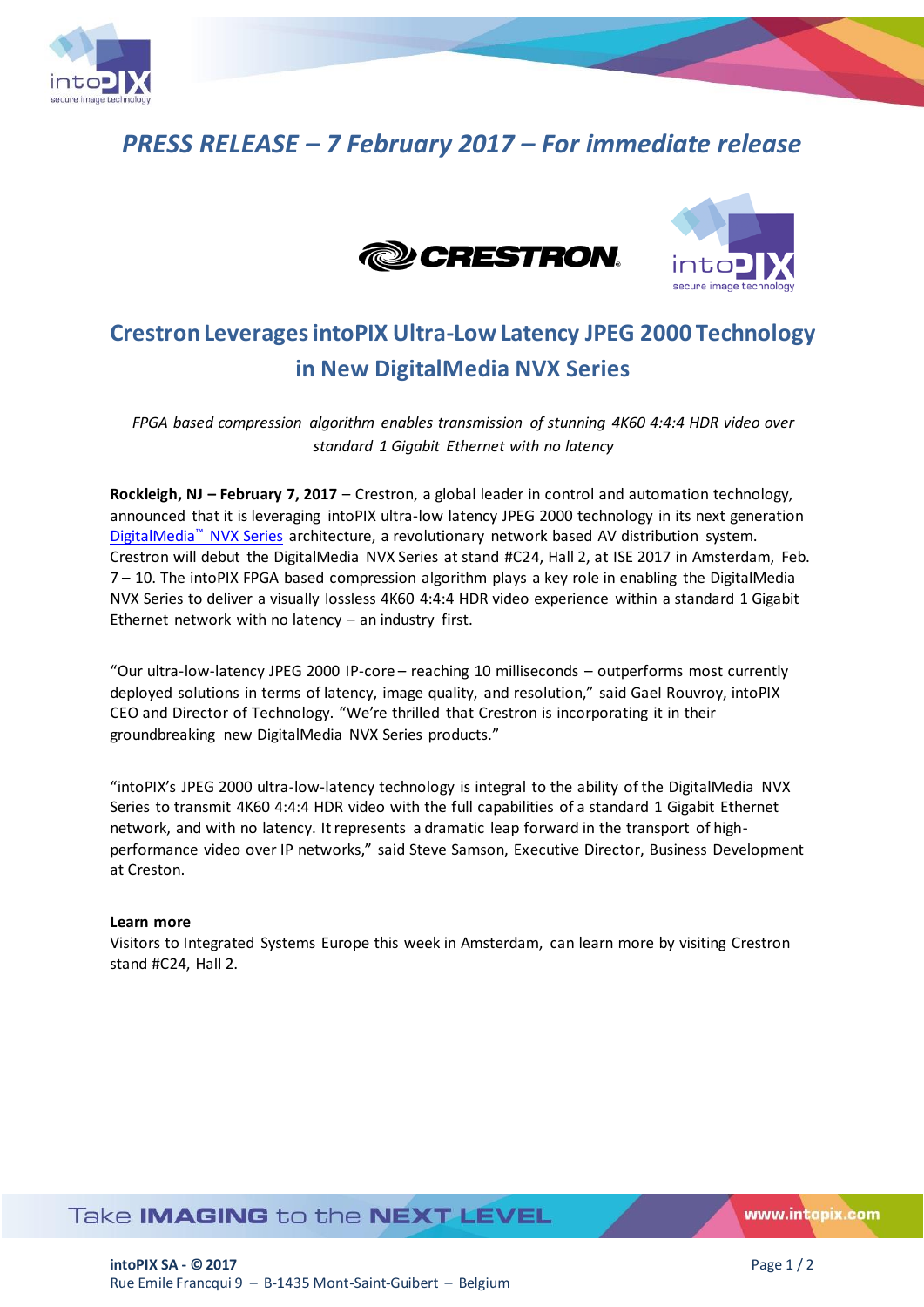*PRESS RELEASE – 7 February 2017 – For immediate release*

# Crestron Leverages intoPIX Ultra-Low Latency JPEG 2000 Technology in New DigitalMedia NVX Series

*FPGA based compression algorithm enables transmission of stunning 4K60 4:4:4 HDR video over standard 1 Gigabit Ethernet with no latency*

**Rockleigh, NJ – February 7, 2017** – Crestron, a global leader in control and automation technology, announced that it is leveraging intoPIX ultra-low latency JPEG 2000 technology in its next generation DigitalMedia™ NVX Series architecture, a revolutionary network based AV distribution system. Crestron will debut the DigitalMedia NVX Series at stand #C24, Hall 2, at ISE 2017 in Amsterdam, Feb. 7 – 10. The intoPIX FPGA based compression algorithm plays a key role in enabling the DigitalMedia NVX Series to deliver a visually lossless 4K60 4:4:4 HDR video experience within a standard 1 Gigabit Ethernet network with no latency – an industry first.

"Our ultra-low-latency JPEG 2000 IP-core – reaching 10 milliseconds – outperforms most currently deployed solutions in terms of latency, image quality, and resolution," said Gael Rouvroy, intoPIX CEO and Director of Technology. "We're thrilled that Crestron is incorporating it in their groundbreaking new DigitalMedia NVX Series products."

"intoPIX's JPEG 2000 ultra-low-latency technology is integral to the ability of the DigitalMedia NVX Series to transmit 4K60 4:4:4 HDR video with the full capabilities of a standard 1 Gigabit Ethernet network, and with no latency. It represents a dramatic leap forward in the transport of high-performance video over IP networks," said Steve Samson, Executive Director, Business Development at Creston.

**Learn more**

Visitors to Integrated Systems Europe this week in Amsterdam, can learn more by visiting Crestron stand #C24, Hall 2.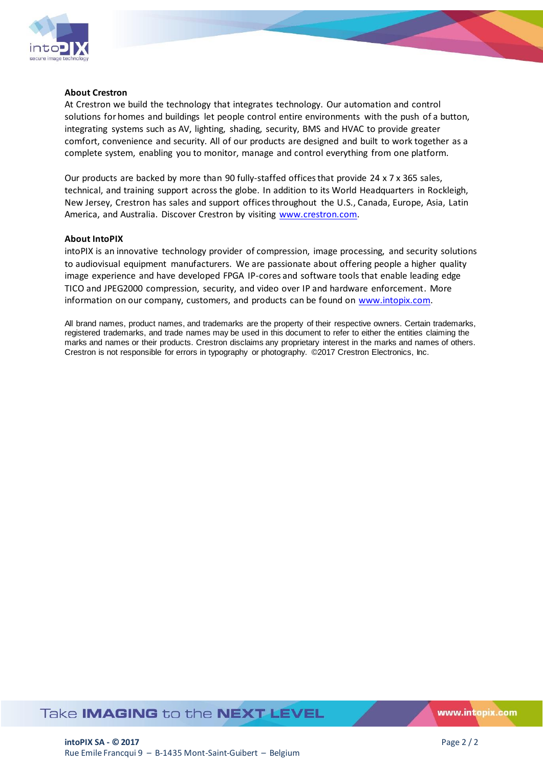**About Crestron**

At Crestron we build the technology that integrates technology. Our automation and control solutions for homes and buildings let people control entire environments with the push of a button, integrating systems such as AV, lighting, shading, security, BMS and HVAC to provide greater comfort, convenience and security. All of our products are designed and built to work together as a complete system, enabling you to monitor, manage and control everything from one platform.

Our products are backed by more than 90 fully-staffed offices that provide 24 x 7 x 365 sales, technical, and training support across the globe. In addition to its World Headquarters in Rockleigh, New Jersey, Crestron has sales and support offices throughout the U.S., Canada, Europe, Asia, Latin America, and Australia. Discover Crestron by visiting www.crestron.com.

**About IntoPIX**

intoPIX is an innovative technology provider of compression, image processing, and security solutions to audiovisual equipment manufacturers. We are passionate about offering people a higher quality image experience and have developed FPGA IP-cores and software tools that enable leading edge TICO and JPEG2000 compression, security, and video over IP and hardware enforcement. More information on our company, customers, and products can be found on www.intopix.com.

All brand names, product names, and trademarks are the property of their respective owners. Certain trademarks, registered trademarks, and trade names may be used in this document to refer to either the entities claiming the marks and names or their products. Crestron disclaims any proprietary interest in the marks and names of others. Crestron is not responsible for errors in typography or photography. ©2017 Crestron Electronics, Inc.